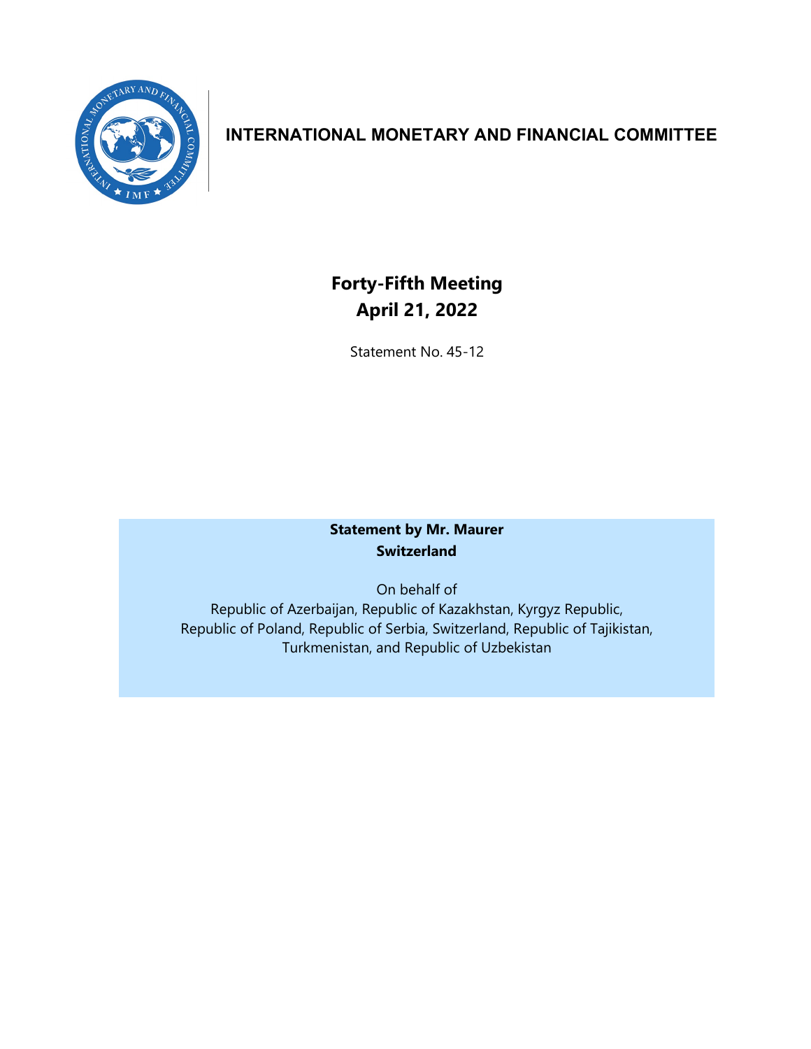# INTERNATIONAL MONETARY AND FINANCIAL COMMITTEE

## Forty-Fifth Meeting
## April 21, 2022

Statement No. 45-12

**Statement by Mr. Maurer**
**Switzerland**

On behalf of
Republic of Azerbaijan, Republic of Kazakhstan, Kyrgyz Republic,
Republic of Poland, Republic of Serbia, Switzerland, Republic of Tajikistan,
Turkmenistan, and Republic of Uzbekistan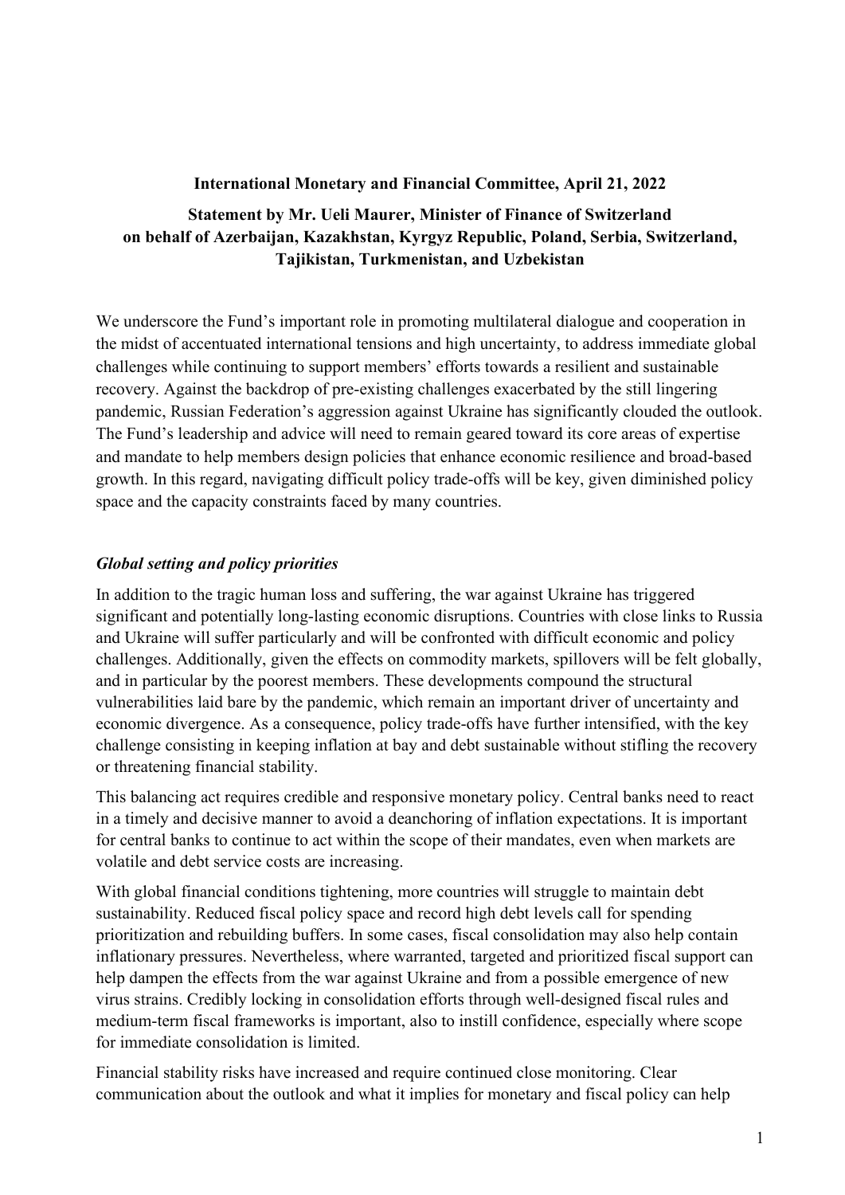**International Monetary and Financial Committee, April 21, 2022**

**Statement by Mr. Ueli Maurer, Minister of Finance of Switzerland on behalf of Azerbaijan, Kazakhstan, Kyrgyz Republic, Poland, Serbia, Switzerland, Tajikistan, Turkmenistan, and Uzbekistan**

We underscore the Fund's important role in promoting multilateral dialogue and cooperation in the midst of accentuated international tensions and high uncertainty, to address immediate global challenges while continuing to support members' efforts towards a resilient and sustainable recovery. Against the backdrop of pre-existing challenges exacerbated by the still lingering pandemic, Russian Federation's aggression against Ukraine has significantly clouded the outlook. The Fund's leadership and advice will need to remain geared toward its core areas of expertise and mandate to help members design policies that enhance economic resilience and broad-based growth. In this regard, navigating difficult policy trade-offs will be key, given diminished policy space and the capacity constraints faced by many countries.

### *Global setting and policy priorities*

In addition to the tragic human loss and suffering, the war against Ukraine has triggered significant and potentially long-lasting economic disruptions. Countries with close links to Russia and Ukraine will suffer particularly and will be confronted with difficult economic and policy challenges. Additionally, given the effects on commodity markets, spillovers will be felt globally, and in particular by the poorest members. These developments compound the structural vulnerabilities laid bare by the pandemic, which remain an important driver of uncertainty and economic divergence. As a consequence, policy trade-offs have further intensified, with the key challenge consisting in keeping inflation at bay and debt sustainable without stifling the recovery or threatening financial stability.

This balancing act requires credible and responsive monetary policy. Central banks need to react in a timely and decisive manner to avoid a deanchoring of inflation expectations. It is important for central banks to continue to act within the scope of their mandates, even when markets are volatile and debt service costs are increasing.

With global financial conditions tightening, more countries will struggle to maintain debt sustainability. Reduced fiscal policy space and record high debt levels call for spending prioritization and rebuilding buffers. In some cases, fiscal consolidation may also help contain inflationary pressures. Nevertheless, where warranted, targeted and prioritized fiscal support can help dampen the effects from the war against Ukraine and from a possible emergence of new virus strains. Credibly locking in consolidation efforts through well-designed fiscal rules and medium-term fiscal frameworks is important, also to instill confidence, especially where scope for immediate consolidation is limited.

Financial stability risks have increased and require continued close monitoring. Clear communication about the outlook and what it implies for monetary and fiscal policy can help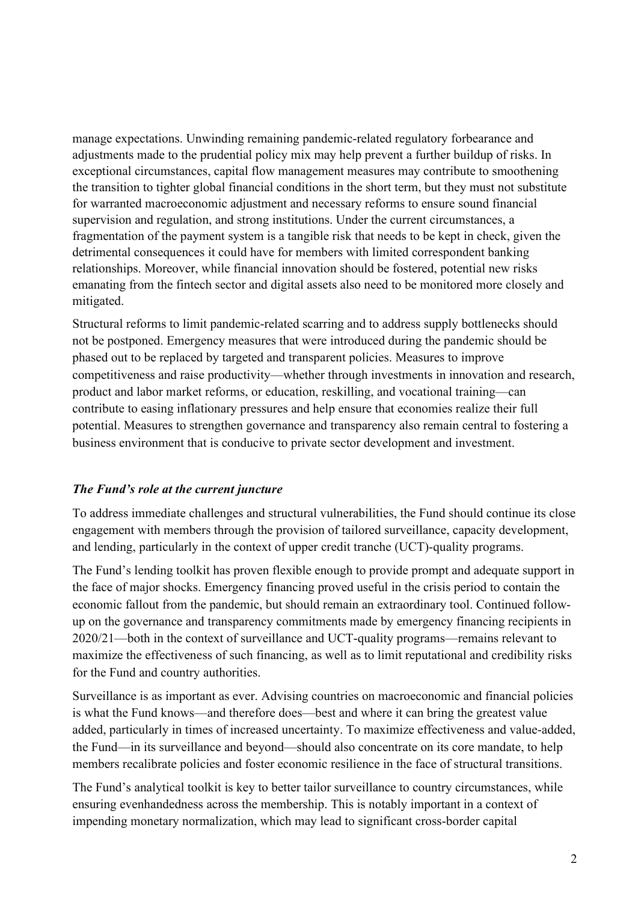manage expectations. Unwinding remaining pandemic-related regulatory forbearance and adjustments made to the prudential policy mix may help prevent a further buildup of risks. In exceptional circumstances, capital flow management measures may contribute to smoothening the transition to tighter global financial conditions in the short term, but they must not substitute for warranted macroeconomic adjustment and necessary reforms to ensure sound financial supervision and regulation, and strong institutions. Under the current circumstances, a fragmentation of the payment system is a tangible risk that needs to be kept in check, given the detrimental consequences it could have for members with limited correspondent banking relationships. Moreover, while financial innovation should be fostered, potential new risks emanating from the fintech sector and digital assets also need to be monitored more closely and mitigated.

Structural reforms to limit pandemic-related scarring and to address supply bottlenecks should not be postponed. Emergency measures that were introduced during the pandemic should be phased out to be replaced by targeted and transparent policies. Measures to improve competitiveness and raise productivity—whether through investments in innovation and research, product and labor market reforms, or education, reskilling, and vocational training—can contribute to easing inflationary pressures and help ensure that economies realize their full potential. Measures to strengthen governance and transparency also remain central to fostering a business environment that is conducive to private sector development and investment.

### *The Fund's role at the current juncture*

To address immediate challenges and structural vulnerabilities, the Fund should continue its close engagement with members through the provision of tailored surveillance, capacity development, and lending, particularly in the context of upper credit tranche (UCT)-quality programs.

The Fund's lending toolkit has proven flexible enough to provide prompt and adequate support in the face of major shocks. Emergency financing proved useful in the crisis period to contain the economic fallout from the pandemic, but should remain an extraordinary tool. Continued follow-up on the governance and transparency commitments made by emergency financing recipients in 2020/21—both in the context of surveillance and UCT-quality programs—remains relevant to maximize the effectiveness of such financing, as well as to limit reputational and credibility risks for the Fund and country authorities.

Surveillance is as important as ever. Advising countries on macroeconomic and financial policies is what the Fund knows—and therefore does—best and where it can bring the greatest value added, particularly in times of increased uncertainty. To maximize effectiveness and value-added, the Fund—in its surveillance and beyond—should also concentrate on its core mandate, to help members recalibrate policies and foster economic resilience in the face of structural transitions.

The Fund's analytical toolkit is key to better tailor surveillance to country circumstances, while ensuring evenhandedness across the membership. This is notably important in a context of impending monetary normalization, which may lead to significant cross-border capital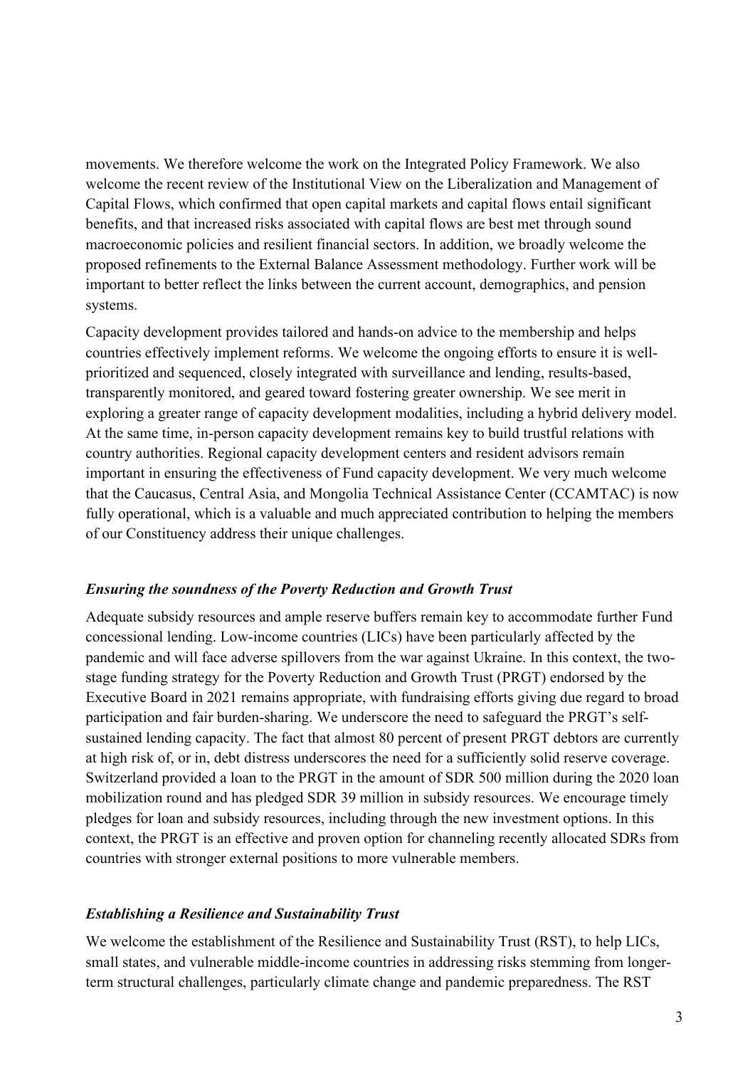movements. We therefore welcome the work on the Integrated Policy Framework. We also welcome the recent review of the Institutional View on the Liberalization and Management of Capital Flows, which confirmed that open capital markets and capital flows entail significant benefits, and that increased risks associated with capital flows are best met through sound macroeconomic policies and resilient financial sectors. In addition, we broadly welcome the proposed refinements to the External Balance Assessment methodology. Further work will be important to better reflect the links between the current account, demographics, and pension systems.

Capacity development provides tailored and hands-on advice to the membership and helps countries effectively implement reforms. We welcome the ongoing efforts to ensure it is well-prioritized and sequenced, closely integrated with surveillance and lending, results-based, transparently monitored, and geared toward fostering greater ownership. We see merit in exploring a greater range of capacity development modalities, including a hybrid delivery model. At the same time, in-person capacity development remains key to build trustful relations with country authorities. Regional capacity development centers and resident advisors remain important in ensuring the effectiveness of Fund capacity development. We very much welcome that the Caucasus, Central Asia, and Mongolia Technical Assistance Center (CCAMTAC) is now fully operational, which is a valuable and much appreciated contribution to helping the members of our Constituency address their unique challenges.

### *Ensuring the soundness of the Poverty Reduction and Growth Trust*

Adequate subsidy resources and ample reserve buffers remain key to accommodate further Fund concessional lending. Low-income countries (LICs) have been particularly affected by the pandemic and will face adverse spillovers from the war against Ukraine. In this context, the two-stage funding strategy for the Poverty Reduction and Growth Trust (PRGT) endorsed by the Executive Board in 2021 remains appropriate, with fundraising efforts giving due regard to broad participation and fair burden-sharing. We underscore the need to safeguard the PRGT's self-sustained lending capacity. The fact that almost 80 percent of present PRGT debtors are currently at high risk of, or in, debt distress underscores the need for a sufficiently solid reserve coverage. Switzerland provided a loan to the PRGT in the amount of SDR 500 million during the 2020 loan mobilization round and has pledged SDR 39 million in subsidy resources. We encourage timely pledges for loan and subsidy resources, including through the new investment options. In this context, the PRGT is an effective and proven option for channeling recently allocated SDRs from countries with stronger external positions to more vulnerable members.

### *Establishing a Resilience and Sustainability Trust*

We welcome the establishment of the Resilience and Sustainability Trust (RST), to help LICs, small states, and vulnerable middle-income countries in addressing risks stemming from longer-term structural challenges, particularly climate change and pandemic preparedness. The RST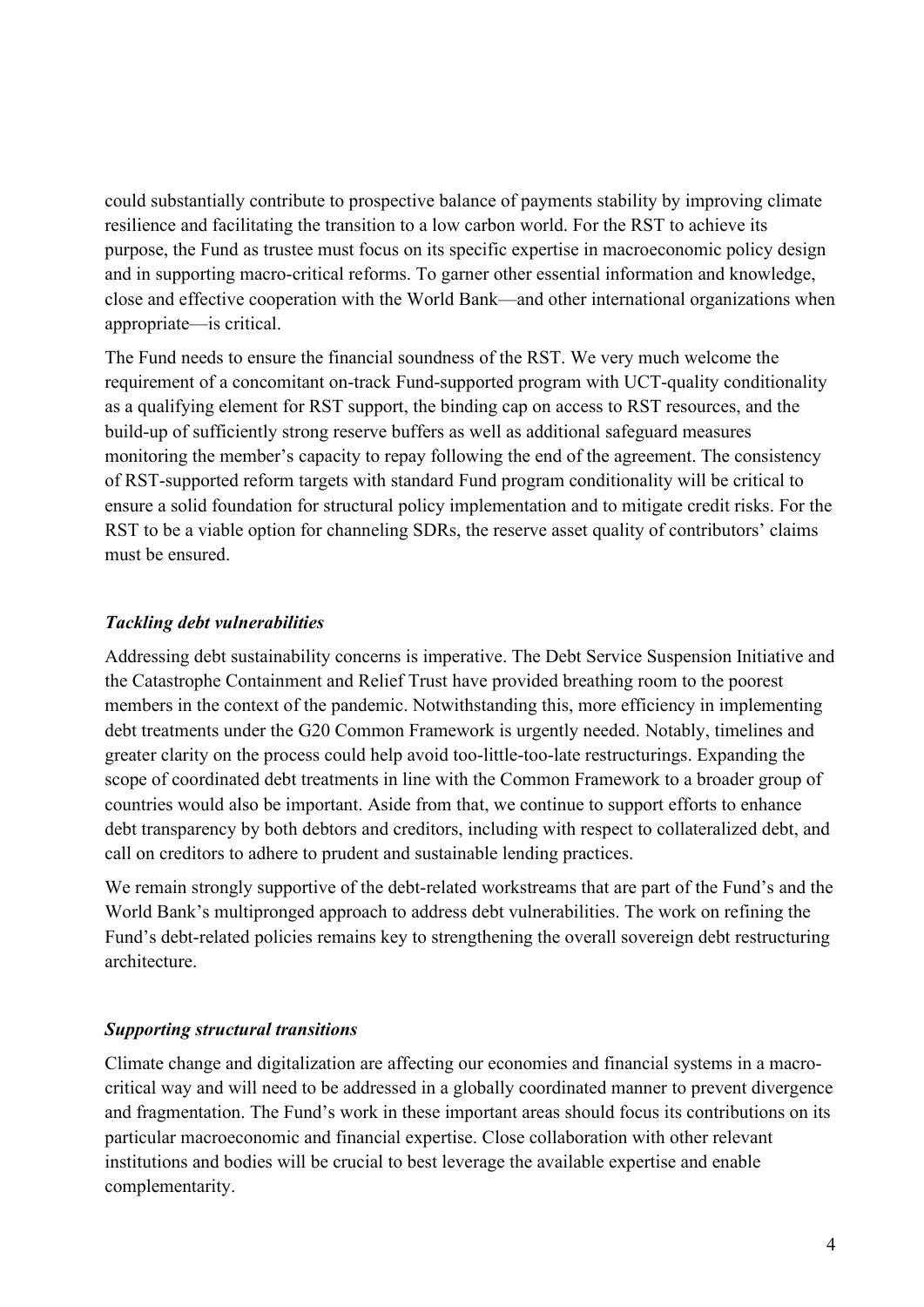could substantially contribute to prospective balance of payments stability by improving climate resilience and facilitating the transition to a low carbon world. For the RST to achieve its purpose, the Fund as trustee must focus on its specific expertise in macroeconomic policy design and in supporting macro-critical reforms. To garner other essential information and knowledge, close and effective cooperation with the World Bank—and other international organizations when appropriate—is critical.

The Fund needs to ensure the financial soundness of the RST. We very much welcome the requirement of a concomitant on-track Fund-supported program with UCT-quality conditionality as a qualifying element for RST support, the binding cap on access to RST resources, and the build-up of sufficiently strong reserve buffers as well as additional safeguard measures monitoring the member's capacity to repay following the end of the agreement. The consistency of RST-supported reform targets with standard Fund program conditionality will be critical to ensure a solid foundation for structural policy implementation and to mitigate credit risks. For the RST to be a viable option for channeling SDRs, the reserve asset quality of contributors' claims must be ensured.

### *Tackling debt vulnerabilities*

Addressing debt sustainability concerns is imperative. The Debt Service Suspension Initiative and the Catastrophe Containment and Relief Trust have provided breathing room to the poorest members in the context of the pandemic. Notwithstanding this, more efficiency in implementing debt treatments under the G20 Common Framework is urgently needed. Notably, timelines and greater clarity on the process could help avoid too-little-too-late restructurings. Expanding the scope of coordinated debt treatments in line with the Common Framework to a broader group of countries would also be important. Aside from that, we continue to support efforts to enhance debt transparency by both debtors and creditors, including with respect to collateralized debt, and call on creditors to adhere to prudent and sustainable lending practices.

We remain strongly supportive of the debt-related workstreams that are part of the Fund's and the World Bank's multipronged approach to address debt vulnerabilities. The work on refining the Fund's debt-related policies remains key to strengthening the overall sovereign debt restructuring architecture.

### *Supporting structural transitions*

Climate change and digitalization are affecting our economies and financial systems in a macro-critical way and will need to be addressed in a globally coordinated manner to prevent divergence and fragmentation. The Fund's work in these important areas should focus its contributions on its particular macroeconomic and financial expertise. Close collaboration with other relevant institutions and bodies will be crucial to best leverage the available expertise and enable complementarity.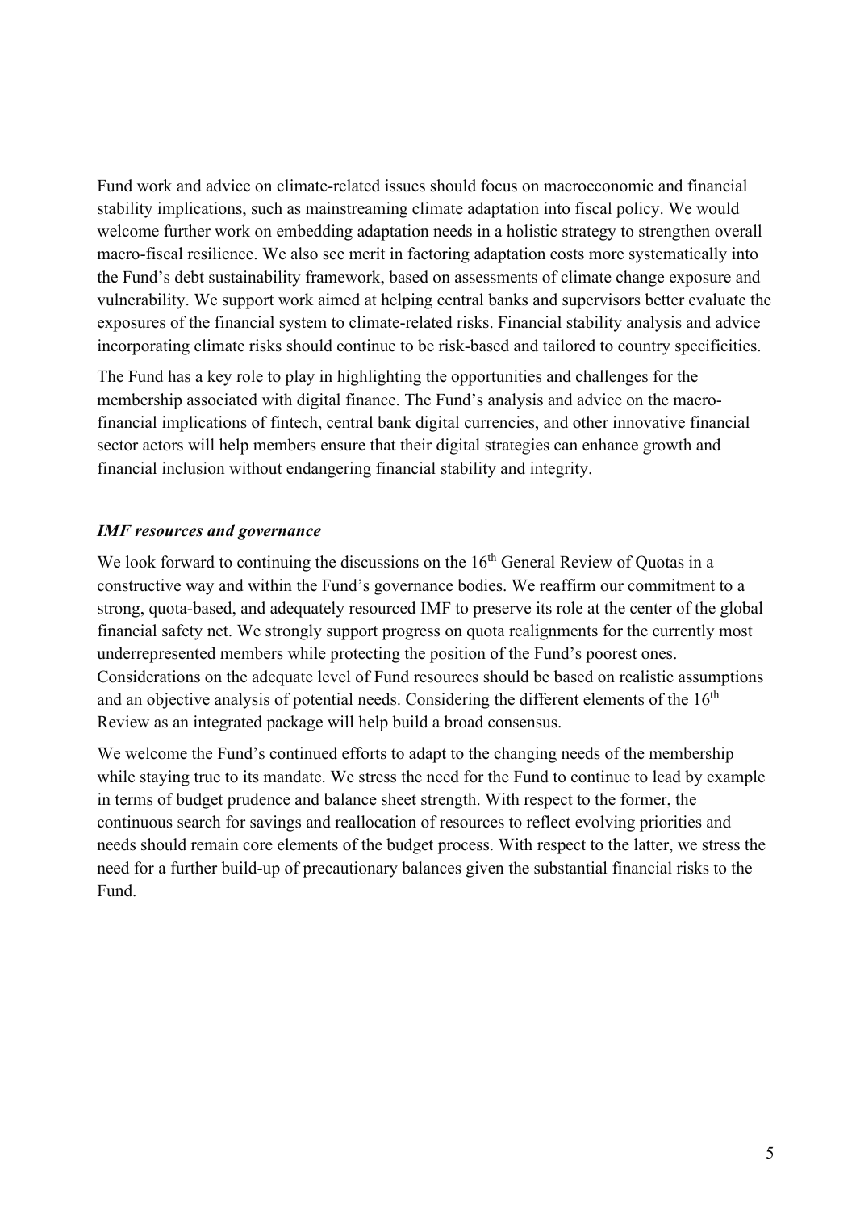Fund work and advice on climate-related issues should focus on macroeconomic and financial stability implications, such as mainstreaming climate adaptation into fiscal policy. We would welcome further work on embedding adaptation needs in a holistic strategy to strengthen overall macro-fiscal resilience. We also see merit in factoring adaptation costs more systematically into the Fund's debt sustainability framework, based on assessments of climate change exposure and vulnerability. We support work aimed at helping central banks and supervisors better evaluate the exposures of the financial system to climate-related risks. Financial stability analysis and advice incorporating climate risks should continue to be risk-based and tailored to country specificities.

The Fund has a key role to play in highlighting the opportunities and challenges for the membership associated with digital finance. The Fund's analysis and advice on the macro-financial implications of fintech, central bank digital currencies, and other innovative financial sector actors will help members ensure that their digital strategies can enhance growth and financial inclusion without endangering financial stability and integrity.

### *IMF resources and governance*

We look forward to continuing the discussions on the 16th General Review of Quotas in a constructive way and within the Fund's governance bodies. We reaffirm our commitment to a strong, quota-based, and adequately resourced IMF to preserve its role at the center of the global financial safety net. We strongly support progress on quota realignments for the currently most underrepresented members while protecting the position of the Fund's poorest ones. Considerations on the adequate level of Fund resources should be based on realistic assumptions and an objective analysis of potential needs. Considering the different elements of the 16th Review as an integrated package will help build a broad consensus.

We welcome the Fund's continued efforts to adapt to the changing needs of the membership while staying true to its mandate. We stress the need for the Fund to continue to lead by example in terms of budget prudence and balance sheet strength. With respect to the former, the continuous search for savings and reallocation of resources to reflect evolving priorities and needs should remain core elements of the budget process. With respect to the latter, we stress the need for a further build-up of precautionary balances given the substantial financial risks to the Fund.